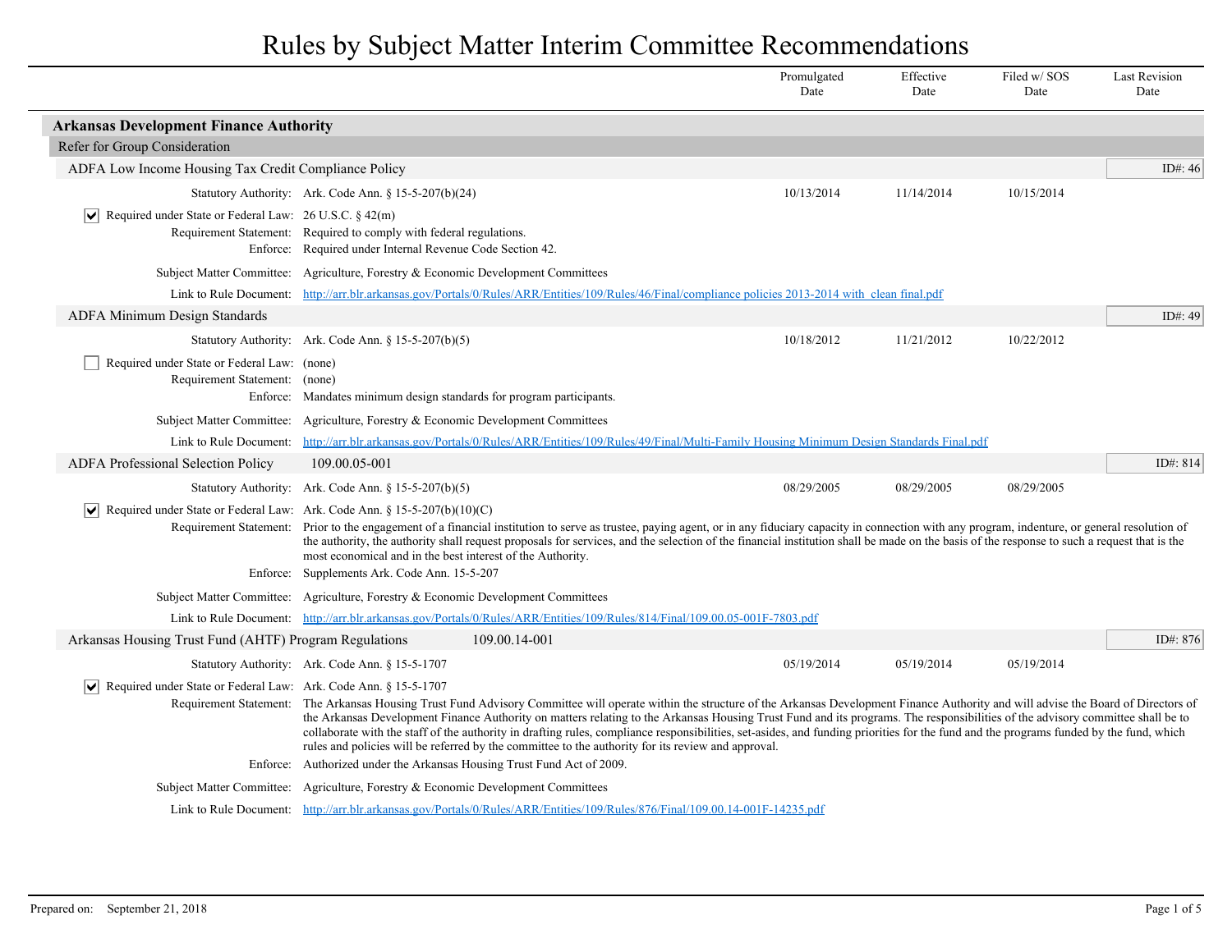# Rules by Subject Matter Interim Committee Recommendations

| | Promulgated Date | Effective Date | Filed w/ SOS Date | Last Revision Date |
|---|---|---|---|---|

## Arkansas Development Finance Authority

### Refer for Group Consideration

#### ADFA Low Income Housing Tax Credit Compliance Policy

ID#: 46

| | Promulgated Date | Effective Date | Filed w/ SOS Date | Last Revision Date |
|---|---|---|---|---|
| Statutory Authority: Ark. Code Ann. § 15-5-207(b)(24) | 10/13/2014 | 11/14/2014 | 10/15/2014 | |

- [x] Required under State or Federal Law: 26 U.S.C. § 42(m)

Requirement Statement: Required to comply with federal regulations.

Enforce: Required under Internal Revenue Code Section 42.

Subject Matter Committee: Agriculture, Forestry & Economic Development Committees

Link to Rule Document: http://arr.blr.arkansas.gov/Portals/0/Rules/ARR/Entities/109/Rules/46/Final/compliance policies 2013-2014 with clean final.pdf

#### ADFA Minimum Design Standards

ID#: 49

| | Promulgated Date | Effective Date | Filed w/ SOS Date | Last Revision Date |
|---|---|---|---|---|
| Statutory Authority: Ark. Code Ann. § 15-5-207(b)(5) | 10/18/2012 | 11/21/2012 | 10/22/2012 | |

- [ ] Required under State or Federal Law: (none)

Requirement Statement: (none)

Enforce: Mandates minimum design standards for program participants.

Subject Matter Committee: Agriculture, Forestry & Economic Development Committees

Link to Rule Document: http://arr.blr.arkansas.gov/Portals/0/Rules/ARR/Entities/109/Rules/49/Final/Multi-Family Housing Minimum Design Standards Final.pdf

#### ADFA Professional Selection Policy 109.00.05-001

ID#: 814

| | Promulgated Date | Effective Date | Filed w/ SOS Date | Last Revision Date |
|---|---|---|---|---|
| Statutory Authority: Ark. Code Ann. § 15-5-207(b)(5) | 08/29/2005 | 08/29/2005 | 08/29/2005 | |

- [x] Required under State or Federal Law: Ark. Code Ann. § 15-5-207(b)(10)(C)

Requirement Statement: Prior to the engagement of a financial institution to serve as trustee, paying agent, or in any fiduciary capacity in connection with any program, indenture, or general resolution of the authority, the authority shall request proposals for services, and the selection of the financial institution shall be made on the basis of the response to such a request that is the most economical and in the best interest of the Authority.

Enforce: Supplements Ark. Code Ann. 15-5-207

Subject Matter Committee: Agriculture, Forestry & Economic Development Committees

Link to Rule Document: http://arr.blr.arkansas.gov/Portals/0/Rules/ARR/Entities/109/Rules/814/Final/109.00.05-001F-7803.pdf

#### Arkansas Housing Trust Fund (AHTF) Program Regulations 109.00.14-001

ID#: 876

| | Promulgated Date | Effective Date | Filed w/ SOS Date | Last Revision Date |
|---|---|---|---|---|
| Statutory Authority: Ark. Code Ann. § 15-5-1707 | 05/19/2014 | 05/19/2014 | 05/19/2014 | |

- [x] Required under State or Federal Law: Ark. Code Ann. § 15-5-1707

Requirement Statement: The Arkansas Housing Trust Fund Advisory Committee will operate within the structure of the Arkansas Development Finance Authority and will advise the Board of Directors of the Arkansas Development Finance Authority on matters relating to the Arkansas Housing Trust Fund and its programs. The responsibilities of the advisory committee shall be to collaborate with the staff of the authority in drafting rules, compliance responsibilities, set-asides, and funding priorities for the fund and the programs funded by the fund, which rules and policies will be referred by the committee to the authority for its review and approval.

Enforce: Authorized under the Arkansas Housing Trust Fund Act of 2009.

Subject Matter Committee: Agriculture, Forestry & Economic Development Committees

Link to Rule Document: http://arr.blr.arkansas.gov/Portals/0/Rules/ARR/Entities/109/Rules/876/Final/109.00.14-001F-14235.pdf

Prepared on: September 21, 2018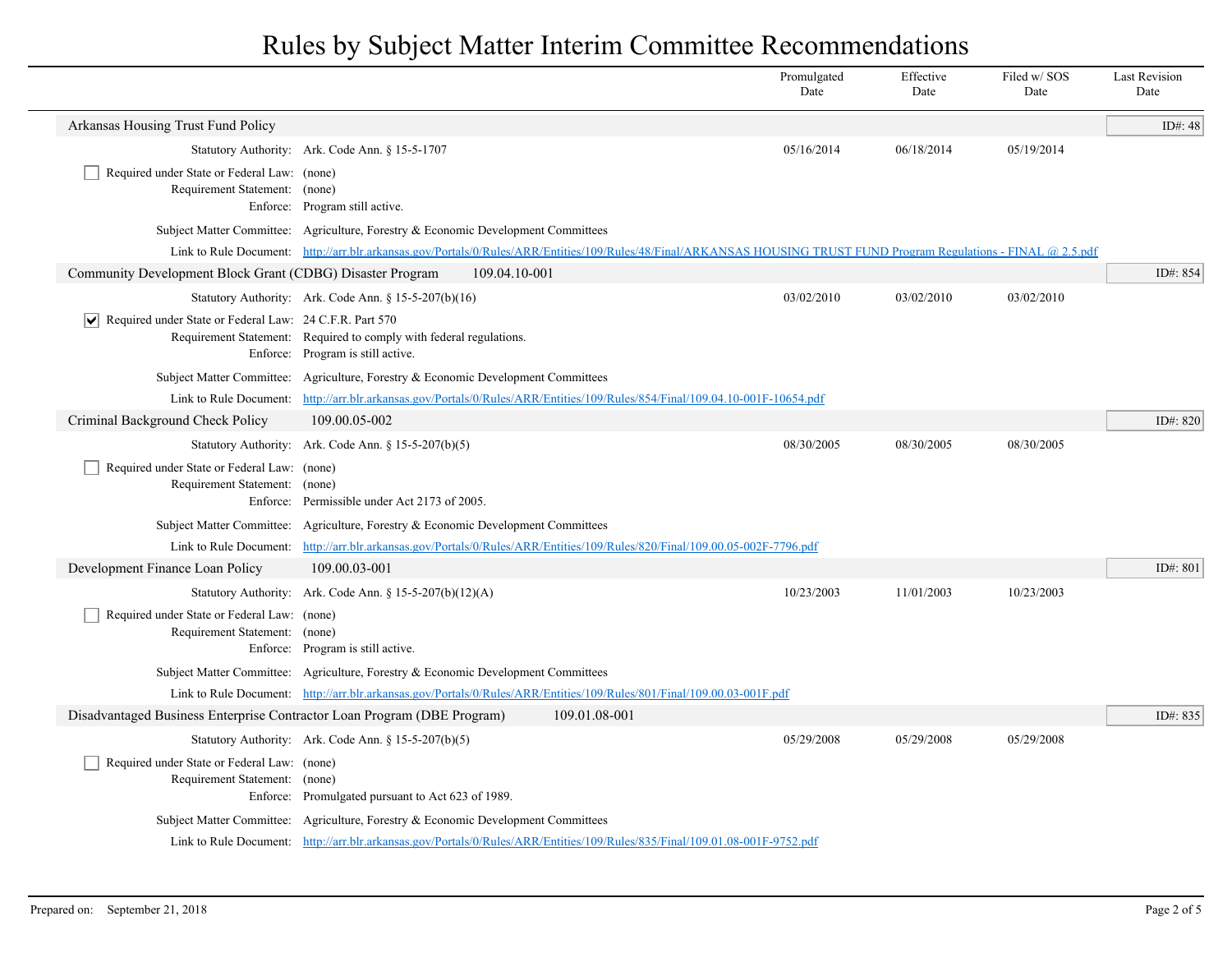# Rules by Subject Matter Interim Committee Recommendations

| | Promulgated Date | Effective Date | Filed w/ SOS Date | Last Revision Date |
|---|---|---|---|---|

## Arkansas Housing Trust Fund Policy

ID#: 48

| | | Promulgated Date | Effective Date | Filed w/ SOS Date | Last Revision Date |
|---|---|---|---|---|---|
| Statutory Authority: | Ark. Code Ann. § 15-5-1707 | 05/16/2014 | 06/18/2014 | 05/19/2014 | |

- [ ] Required under State or Federal Law: (none)

Requirement Statement: (none)

Enforce: Program still active.

Subject Matter Committee: Agriculture, Forestry & Economic Development Committees

Link to Rule Document: http://arr.blr.arkansas.gov/Portals/0/Rules/ARR/Entities/109/Rules/48/Final/ARKANSAS HOUSING TRUST FUND Program Regulations - FINAL @ 2.5.pdf

## Community Development Block Grant (CDBG) Disaster Program 109.04.10-001

ID#: 854

| | | Promulgated Date | Effective Date | Filed w/ SOS Date | Last Revision Date |
|---|---|---|---|---|---|
| Statutory Authority: | Ark. Code Ann. § 15-5-207(b)(16) | 03/02/2010 | 03/02/2010 | 03/02/2010 | |

- [x] Required under State or Federal Law: 24 C.F.R. Part 570

Requirement Statement: Required to comply with federal regulations.

Enforce: Program is still active.

Subject Matter Committee: Agriculture, Forestry & Economic Development Committees

Link to Rule Document: http://arr.blr.arkansas.gov/Portals/0/Rules/ARR/Entities/109/Rules/854/Final/109.04.10-001F-10654.pdf

## Criminal Background Check Policy 109.00.05-002

ID#: 820

| | | Promulgated Date | Effective Date | Filed w/ SOS Date | Last Revision Date |
|---|---|---|---|---|---|
| Statutory Authority: | Ark. Code Ann. § 15-5-207(b)(5) | 08/30/2005 | 08/30/2005 | 08/30/2005 | |

- [ ] Required under State or Federal Law: (none)

Requirement Statement: (none)

Enforce: Permissible under Act 2173 of 2005.

Subject Matter Committee: Agriculture, Forestry & Economic Development Committees

Link to Rule Document: http://arr.blr.arkansas.gov/Portals/0/Rules/ARR/Entities/109/Rules/820/Final/109.00.05-002F-7796.pdf

## Development Finance Loan Policy 109.00.03-001

ID#: 801

| | | Promulgated Date | Effective Date | Filed w/ SOS Date | Last Revision Date |
|---|---|---|---|---|---|
| Statutory Authority: | Ark. Code Ann. § 15-5-207(b)(12)(A) | 10/23/2003 | 11/01/2003 | 10/23/2003 | |

- [ ] Required under State or Federal Law: (none)

Requirement Statement: (none)

Enforce: Program is still active.

Subject Matter Committee: Agriculture, Forestry & Economic Development Committees

Link to Rule Document: http://arr.blr.arkansas.gov/Portals/0/Rules/ARR/Entities/109/Rules/801/Final/109.00.03-001F.pdf

## Disadvantaged Business Enterprise Contractor Loan Program (DBE Program) 109.01.08-001

ID#: 835

| | | Promulgated Date | Effective Date | Filed w/ SOS Date | Last Revision Date |
|---|---|---|---|---|---|
| Statutory Authority: | Ark. Code Ann. § 15-5-207(b)(5) | 05/29/2008 | 05/29/2008 | 05/29/2008 | |

- [ ] Required under State or Federal Law: (none)

Requirement Statement: (none)

Enforce: Promulgated pursuant to Act 623 of 1989.

Subject Matter Committee: Agriculture, Forestry & Economic Development Committees

Link to Rule Document: http://arr.blr.arkansas.gov/Portals/0/Rules/ARR/Entities/109/Rules/835/Final/109.01.08-001F-9752.pdf

Prepared on: September 21, 2018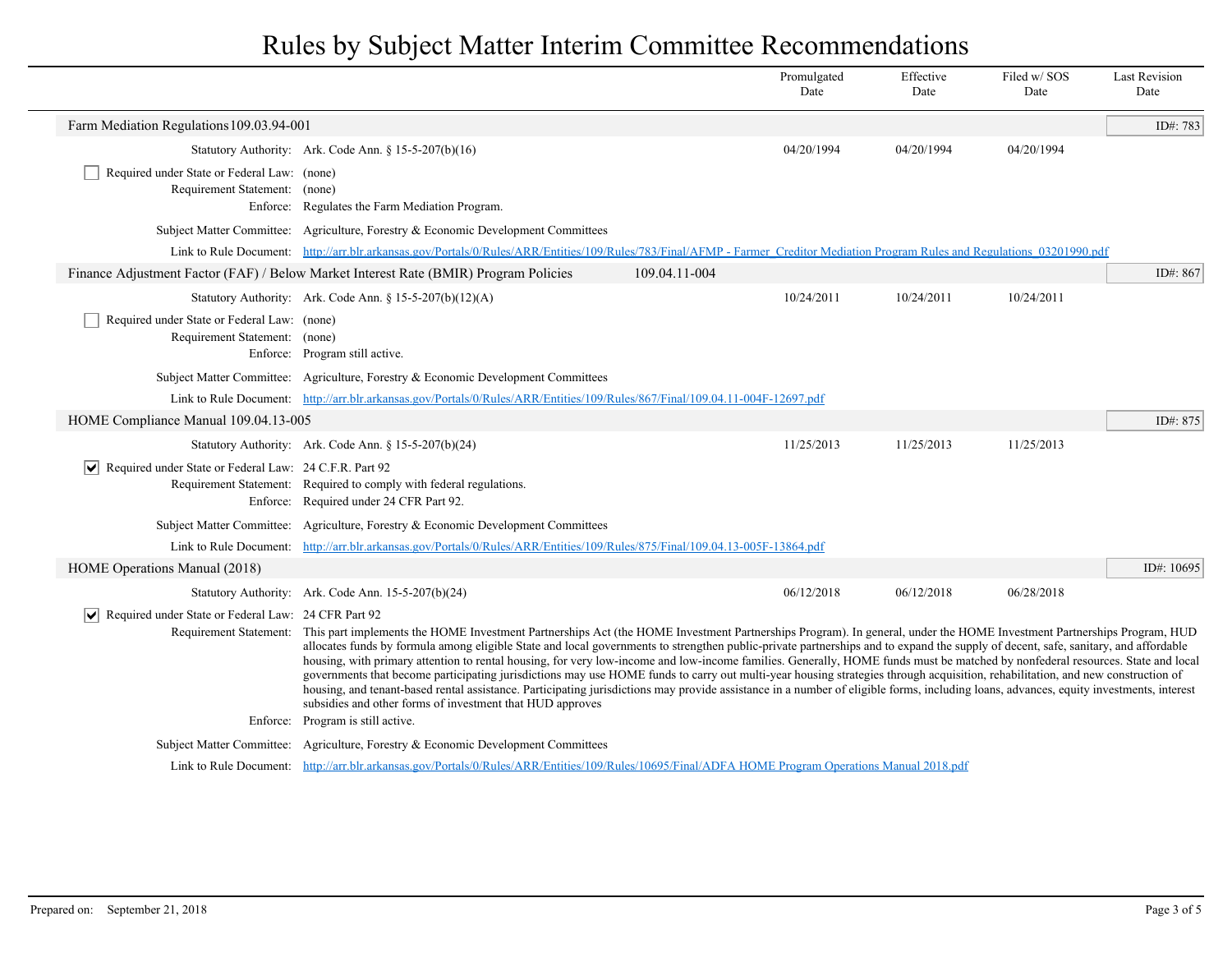# Rules by Subject Matter Interim Committee Recommendations

| | Promulgated Date | Effective Date | Filed w/ SOS Date | Last Revision Date |
|---|---|---|---|---|

## Farm Mediation Regulations 109.03.94-001

ID#: 783

| | | Promulgated Date | Effective Date | Filed w/ SOS Date | Last Revision Date |
|---|---|---|---|---|---|
| Statutory Authority: | Ark. Code Ann. § 15-5-207(b)(16) | 04/20/1994 | 04/20/1994 | 04/20/1994 | |

- [ ] Required under State or Federal Law: (none)

Requirement Statement: (none)

Enforce: Regulates the Farm Mediation Program.

Subject Matter Committee: Agriculture, Forestry & Economic Development Committees

Link to Rule Document: http://arr.blr.arkansas.gov/Portals/0/Rules/ARR/Entities/109/Rules/783/Final/AFMP - Farmer_Creditor Mediation Program Rules and Regulations_03201990.pdf

## Finance Adjustment Factor (FAF) / Below Market Interest Rate (BMIR) Program Policies 109.04.11-004

ID#: 867

| | | Promulgated Date | Effective Date | Filed w/ SOS Date | Last Revision Date |
|---|---|---|---|---|---|
| Statutory Authority: | Ark. Code Ann. § 15-5-207(b)(12)(A) | 10/24/2011 | 10/24/2011 | 10/24/2011 | |

- [ ] Required under State or Federal Law: (none)

Requirement Statement: (none)

Enforce: Program still active.

Subject Matter Committee: Agriculture, Forestry & Economic Development Committees

Link to Rule Document: http://arr.blr.arkansas.gov/Portals/0/Rules/ARR/Entities/109/Rules/867/Final/109.04.11-004F-12697.pdf

## HOME Compliance Manual 109.04.13-005

ID#: 875

| | | Promulgated Date | Effective Date | Filed w/ SOS Date | Last Revision Date |
|---|---|---|---|---|---|
| Statutory Authority: | Ark. Code Ann. § 15-5-207(b)(24) | 11/25/2013 | 11/25/2013 | 11/25/2013 | |

- [x] Required under State or Federal Law: 24 C.F.R. Part 92

Requirement Statement: Required to comply with federal regulations.

Enforce: Required under 24 CFR Part 92.

Subject Matter Committee: Agriculture, Forestry & Economic Development Committees

Link to Rule Document: http://arr.blr.arkansas.gov/Portals/0/Rules/ARR/Entities/109/Rules/875/Final/109.04.13-005F-13864.pdf

## HOME Operations Manual (2018)

ID#: 10695

| | | Promulgated Date | Effective Date | Filed w/ SOS Date | Last Revision Date |
|---|---|---|---|---|---|
| Statutory Authority: | Ark. Code Ann. 15-5-207(b)(24) | 06/12/2018 | 06/12/2018 | 06/28/2018 | |

- [x] Required under State or Federal Law: 24 CFR Part 92

Requirement Statement: This part implements the HOME Investment Partnerships Act (the HOME Investment Partnerships Program). In general, under the HOME Investment Partnerships Program, HUD allocates funds by formula among eligible State and local governments to strengthen public-private partnerships and to expand the supply of decent, safe, sanitary, and affordable housing, with primary attention to rental housing, for very low-income and low-income families. Generally, HOME funds must be matched by nonfederal resources. State and local governments that become participating jurisdictions may use HOME funds to carry out multi-year housing strategies through acquisition, rehabilitation, and new construction of housing, and tenant-based rental assistance. Participating jurisdictions may provide assistance in a number of eligible forms, including loans, advances, equity investments, interest subsidies and other forms of investment that HUD approves

Enforce: Program is still active.

Subject Matter Committee: Agriculture, Forestry & Economic Development Committees

Link to Rule Document: http://arr.blr.arkansas.gov/Portals/0/Rules/ARR/Entities/109/Rules/10695/Final/ADFA HOME Program Operations Manual 2018.pdf

Prepared on: September 21, 2018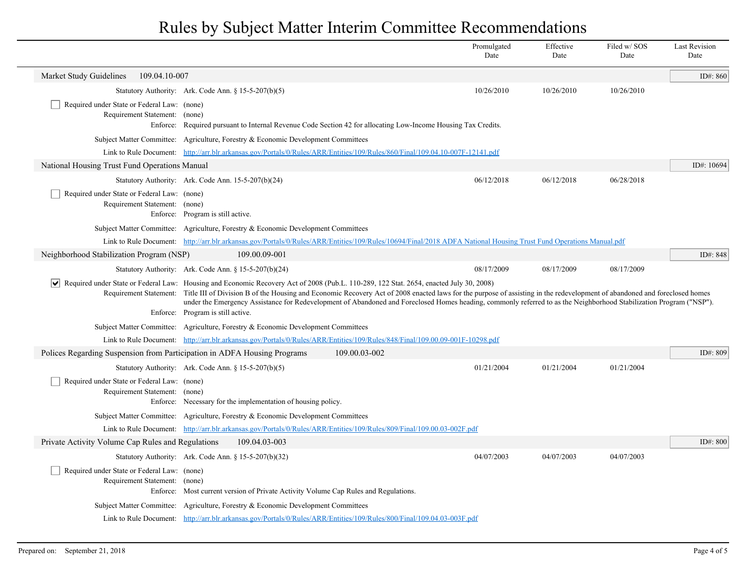# Rules by Subject Matter Interim Committee Recommendations

| | Promulgated Date | Effective Date | Filed w/ SOS Date | Last Revision Date |
|---|---|---|---|---|

## Market Study Guidelines 109.04.10-007

ID#: 860

| | | Promulgated Date | Effective Date | Filed w/ SOS Date | Last Revision Date |
|---|---|---|---|---|---|
| Statutory Authority: | Ark. Code Ann. § 15-5-207(b)(5) | 10/26/2010 | 10/26/2010 | 10/26/2010 | |

- [ ] Required under State or Federal Law: (none)

Requirement Statement: (none)

Enforce: Required pursuant to Internal Revenue Code Section 42 for allocating Low-Income Housing Tax Credits.

Subject Matter Committee: Agriculture, Forestry & Economic Development Committees

Link to Rule Document: http://arr.blr.arkansas.gov/Portals/0/Rules/ARR/Entities/109/Rules/860/Final/109.04.10-007F-12141.pdf

## National Housing Trust Fund Operations Manual

ID#: 10694

| | | Promulgated Date | Effective Date | Filed w/ SOS Date | Last Revision Date |
|---|---|---|---|---|---|
| Statutory Authority: | Ark. Code Ann. 15-5-207(b)(24) | 06/12/2018 | 06/12/2018 | 06/28/2018 | |

- [ ] Required under State or Federal Law: (none)

Requirement Statement: (none)

Enforce: Program is still active.

Subject Matter Committee: Agriculture, Forestry & Economic Development Committees

Link to Rule Document: http://arr.blr.arkansas.gov/Portals/0/Rules/ARR/Entities/109/Rules/10694/Final/2018 ADFA National Housing Trust Fund Operations Manual.pdf

## Neighborhood Stabilization Program (NSP) 109.00.09-001

ID#: 848

| | | Promulgated Date | Effective Date | Filed w/ SOS Date | Last Revision Date |
|---|---|---|---|---|---|
| Statutory Authority: | Ark. Code Ann. § 15-5-207(b)(24) | 08/17/2009 | 08/17/2009 | 08/17/2009 | |

- [x] Required under State or Federal Law: Housing and Economic Recovery Act of 2008 (Pub.L. 110-289, 122 Stat. 2654, enacted July 30, 2008)

Requirement Statement: Title III of Division B of the Housing and Economic Recovery Act of 2008 enacted laws for the purpose of assisting in the redevelopment of abandoned and foreclosed homes under the Emergency Assistance for Redevelopment of Abandoned and Foreclosed Homes heading, commonly referred to as the Neighborhood Stabilization Program ("NSP").

Enforce: Program is still active.

Subject Matter Committee: Agriculture, Forestry & Economic Development Committees

Link to Rule Document: http://arr.blr.arkansas.gov/Portals/0/Rules/ARR/Entities/109/Rules/848/Final/109.00.09-001F-10298.pdf

## Polices Regarding Suspension from Participation in ADFA Housing Programs 109.00.03-002

ID#: 809

| | | Promulgated Date | Effective Date | Filed w/ SOS Date | Last Revision Date |
|---|---|---|---|---|---|
| Statutory Authority: | Ark. Code Ann. § 15-5-207(b)(5) | 01/21/2004 | 01/21/2004 | 01/21/2004 | |

- [ ] Required under State or Federal Law: (none)

Requirement Statement: (none)

Enforce: Necessary for the implementation of housing policy.

Subject Matter Committee: Agriculture, Forestry & Economic Development Committees

Link to Rule Document: http://arr.blr.arkansas.gov/Portals/0/Rules/ARR/Entities/109/Rules/809/Final/109.00.03-002F.pdf

## Private Activity Volume Cap Rules and Regulations 109.04.03-003

ID#: 800

| | | Promulgated Date | Effective Date | Filed w/ SOS Date | Last Revision Date |
|---|---|---|---|---|---|
| Statutory Authority: | Ark. Code Ann. § 15-5-207(b)(32) | 04/07/2003 | 04/07/2003 | 04/07/2003 | |

- [ ] Required under State or Federal Law: (none)

Requirement Statement: (none)

Enforce: Most current version of Private Activity Volume Cap Rules and Regulations.

Subject Matter Committee: Agriculture, Forestry & Economic Development Committees

Link to Rule Document: http://arr.blr.arkansas.gov/Portals/0/Rules/ARR/Entities/109/Rules/800/Final/109.04.03-003F.pdf

Prepared on: September 21, 2018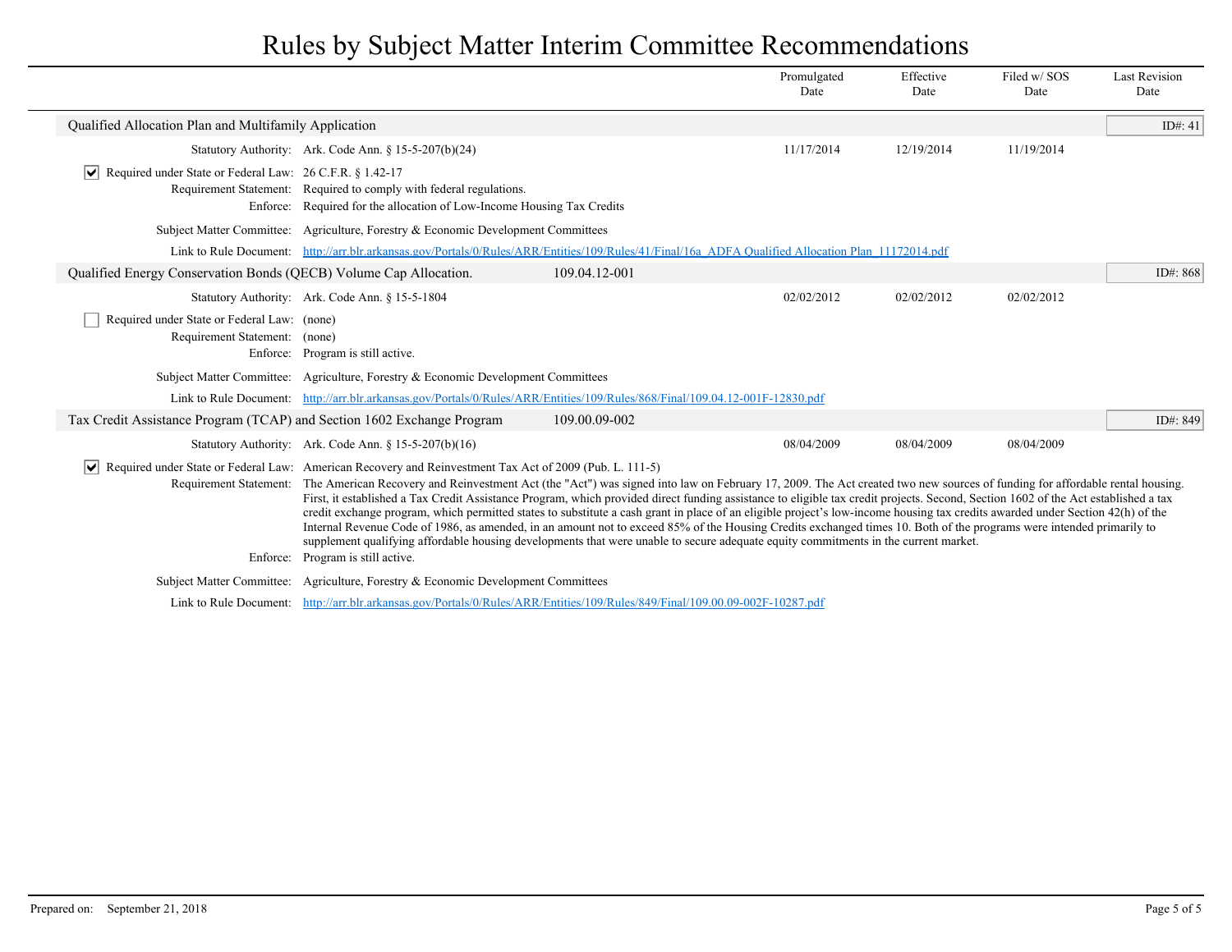# Rules by Subject Matter Interim Committee Recommendations

| | Promulgated Date | Effective Date | Filed w/ SOS Date | Last Revision Date |
|---|---|---|---|---|

## Qualified Allocation Plan and Multifamily Application

ID#: 41

| | | Promulgated Date | Effective Date | Filed w/ SOS Date | Last Revision Date |
|---|---|---|---|---|---|
| Statutory Authority: | Ark. Code Ann. § 15-5-207(b)(24) | 11/17/2014 | 12/19/2014 | 11/19/2014 | |

- [x] Required under State or Federal Law: 26 C.F.R. § 1.42-17

Requirement Statement: Required to comply with federal regulations.

Enforce: Required for the allocation of Low-Income Housing Tax Credits

Subject Matter Committee: Agriculture, Forestry & Economic Development Committees

Link to Rule Document: http://arr.blr.arkansas.gov/Portals/0/Rules/ARR/Entities/109/Rules/41/Final/16a_ADFA Qualified Allocation Plan_11172014.pdf

## Qualified Energy Conservation Bonds (QECB) Volume Cap Allocation. 109.04.12-001

ID#: 868

| | | Promulgated Date | Effective Date | Filed w/ SOS Date | Last Revision Date |
|---|---|---|---|---|---|
| Statutory Authority: | Ark. Code Ann. § 15-5-1804 | 02/02/2012 | 02/02/2012 | 02/02/2012 | |

- [ ] Required under State or Federal Law: (none)

Requirement Statement: (none)

Enforce: Program is still active.

Subject Matter Committee: Agriculture, Forestry & Economic Development Committees

Link to Rule Document: http://arr.blr.arkansas.gov/Portals/0/Rules/ARR/Entities/109/Rules/868/Final/109.04.12-001F-12830.pdf

## Tax Credit Assistance Program (TCAP) and Section 1602 Exchange Program 109.00.09-002

ID#: 849

| | | Promulgated Date | Effective Date | Filed w/ SOS Date | Last Revision Date |
|---|---|---|---|---|---|
| Statutory Authority: | Ark. Code Ann. § 15-5-207(b)(16) | 08/04/2009 | 08/04/2009 | 08/04/2009 | |

- [x] Required under State or Federal Law: American Recovery and Reinvestment Tax Act of 2009 (Pub. L. 111-5)

Requirement Statement: The American Recovery and Reinvestment Act (the "Act") was signed into law on February 17, 2009. The Act created two new sources of funding for affordable rental housing. First, it established a Tax Credit Assistance Program, which provided direct funding assistance to eligible tax credit projects. Second, Section 1602 of the Act established a tax credit exchange program, which permitted states to substitute a cash grant in place of an eligible project's low-income housing tax credits awarded under Section 42(h) of the Internal Revenue Code of 1986, as amended, in an amount not to exceed 85% of the Housing Credits exchanged times 10. Both of the programs were intended primarily to supplement qualifying affordable housing developments that were unable to secure adequate equity commitments in the current market.

Enforce: Program is still active.

Subject Matter Committee: Agriculture, Forestry & Economic Development Committees

Link to Rule Document: http://arr.blr.arkansas.gov/Portals/0/Rules/ARR/Entities/109/Rules/849/Final/109.00.09-002F-10287.pdf

Prepared on: September 21, 2018